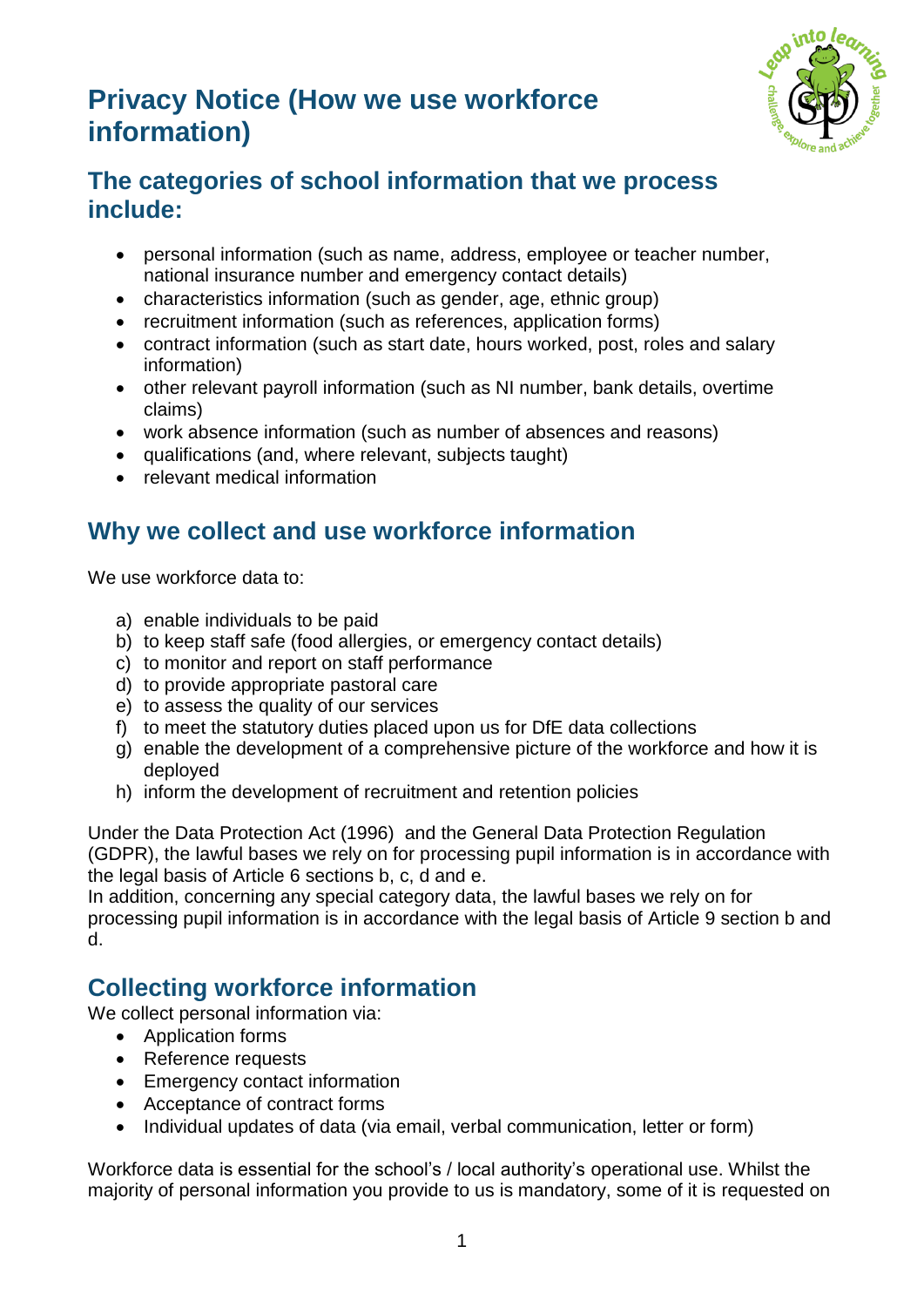# Privacy Notice (How we use workforce information)

## The categories of school information that we process include:

- personal information (such as name, address, employee or teacher number, national insurance number and emergency contact details)
- characteristics information (such as gender, age, ethnic group)
- recruitment information (such as references, application forms)
- contract information (such as start date, hours worked, post, roles and salary information)
- other relevant payroll information (such as NI number, bank details, overtime claims)
- work absence information (such as number of absences and reasons)
- qualifications (and, where relevant, subjects taught)
- relevant medical information

## Why we collect and use workforce information

We use workforce data to:

a) enable individuals to be paid
b) to keep staff safe (food allergies, or emergency contact details)
c) to monitor and report on staff performance
d) to provide appropriate pastoral care
e) to assess the quality of our services
f) to meet the statutory duties placed upon us for DfE data collections
g) enable the development of a comprehensive picture of the workforce and how it is deployed
h) inform the development of recruitment and retention policies

Under the Data Protection Act (1996) and the General Data Protection Regulation (GDPR), the lawful bases we rely on for processing pupil information is in accordance with the legal basis of Article 6 sections b, c, d and e.
In addition, concerning any special category data, the lawful bases we rely on for processing pupil information is in accordance with the legal basis of Article 9 section b and d.

## Collecting workforce information

We collect personal information via:

- Application forms
- Reference requests
- Emergency contact information
- Acceptance of contract forms
- Individual updates of data (via email, verbal communication, letter or form)

Workforce data is essential for the school's / local authority's operational use. Whilst the majority of personal information you provide to us is mandatory, some of it is requested on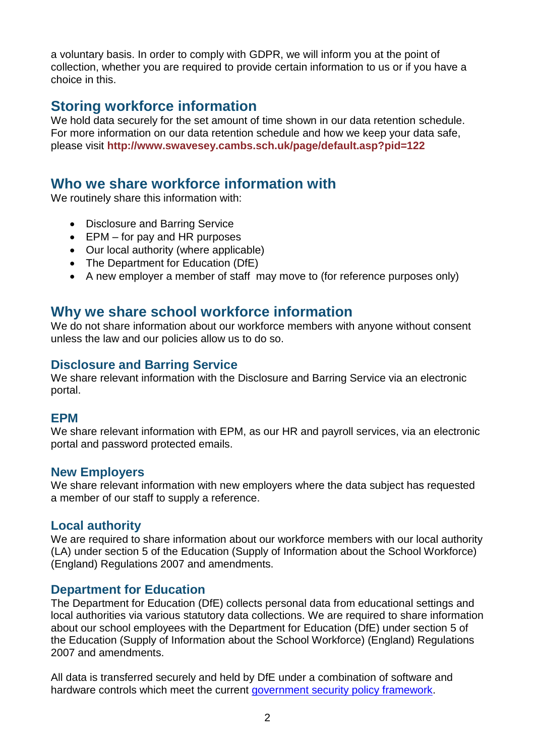a voluntary basis. In order to comply with GDPR, we will inform you at the point of collection, whether you are required to provide certain information to us or if you have a choice in this.

## Storing workforce information

We hold data securely for the set amount of time shown in our data retention schedule. For more information on our data retention schedule and how we keep your data safe, please visit **http://www.swavesey.cambs.sch.uk/page/default.asp?pid=122**

## Who we share workforce information with

We routinely share this information with:

- Disclosure and Barring Service
- EPM – for pay and HR purposes
- Our local authority (where applicable)
- The Department for Education (DfE)
- A new employer a member of staff may move to (for reference purposes only)

## Why we share school workforce information

We do not share information about our workforce members with anyone without consent unless the law and our policies allow us to do so.

### Disclosure and Barring Service

We share relevant information with the Disclosure and Barring Service via an electronic portal.

### EPM

We share relevant information with EPM, as our HR and payroll services, via an electronic portal and password protected emails.

### New Employers

We share relevant information with new employers where the data subject has requested a member of our staff to supply a reference.

### Local authority

We are required to share information about our workforce members with our local authority (LA) under section 5 of the Education (Supply of Information about the School Workforce) (England) Regulations 2007 and amendments.

### Department for Education

The Department for Education (DfE) collects personal data from educational settings and local authorities via various statutory data collections. We are required to share information about our school employees with the Department for Education (DfE) under section 5 of the Education (Supply of Information about the School Workforce) (England) Regulations 2007 and amendments.

All data is transferred securely and held by DfE under a combination of software and hardware controls which meet the current government security policy framework.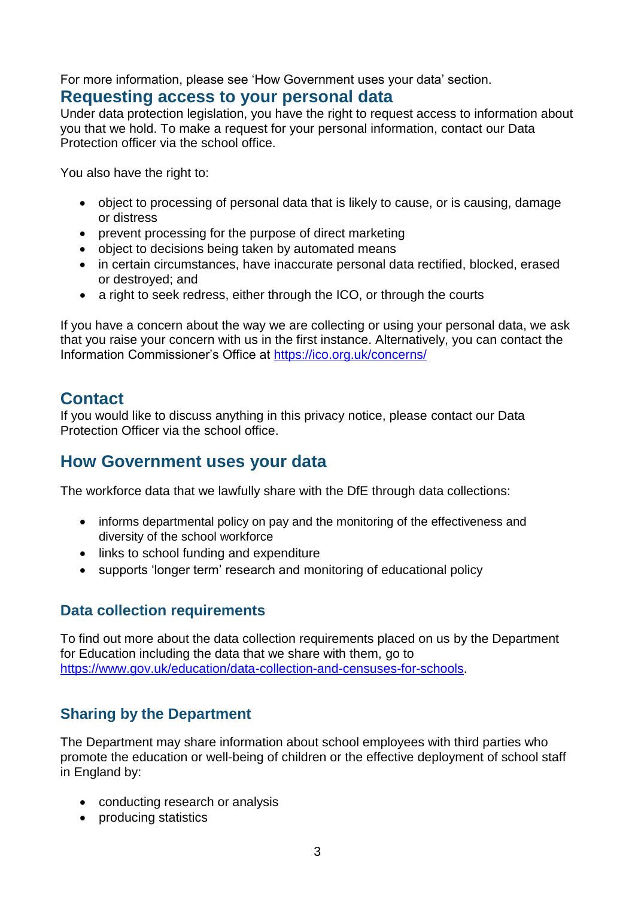For more information, please see 'How Government uses your data' section.

## Requesting access to your personal data

Under data protection legislation, you have the right to request access to information about you that we hold. To make a request for your personal information, contact our Data Protection officer via the school office.

You also have the right to:

- object to processing of personal data that is likely to cause, or is causing, damage or distress
- prevent processing for the purpose of direct marketing
- object to decisions being taken by automated means
- in certain circumstances, have inaccurate personal data rectified, blocked, erased or destroyed; and
- a right to seek redress, either through the ICO, or through the courts

If you have a concern about the way we are collecting or using your personal data, we ask that you raise your concern with us in the first instance. Alternatively, you can contact the Information Commissioner's Office at https://ico.org.uk/concerns/

## Contact

If you would like to discuss anything in this privacy notice, please contact our Data Protection Officer via the school office.

## How Government uses your data

The workforce data that we lawfully share with the DfE through data collections:

- informs departmental policy on pay and the monitoring of the effectiveness and diversity of the school workforce
- links to school funding and expenditure
- supports 'longer term' research and monitoring of educational policy

### Data collection requirements

To find out more about the data collection requirements placed on us by the Department for Education including the data that we share with them, go to https://www.gov.uk/education/data-collection-and-censuses-for-schools.

### Sharing by the Department

The Department may share information about school employees with third parties who promote the education or well-being of children or the effective deployment of school staff in England by:

- conducting research or analysis
- producing statistics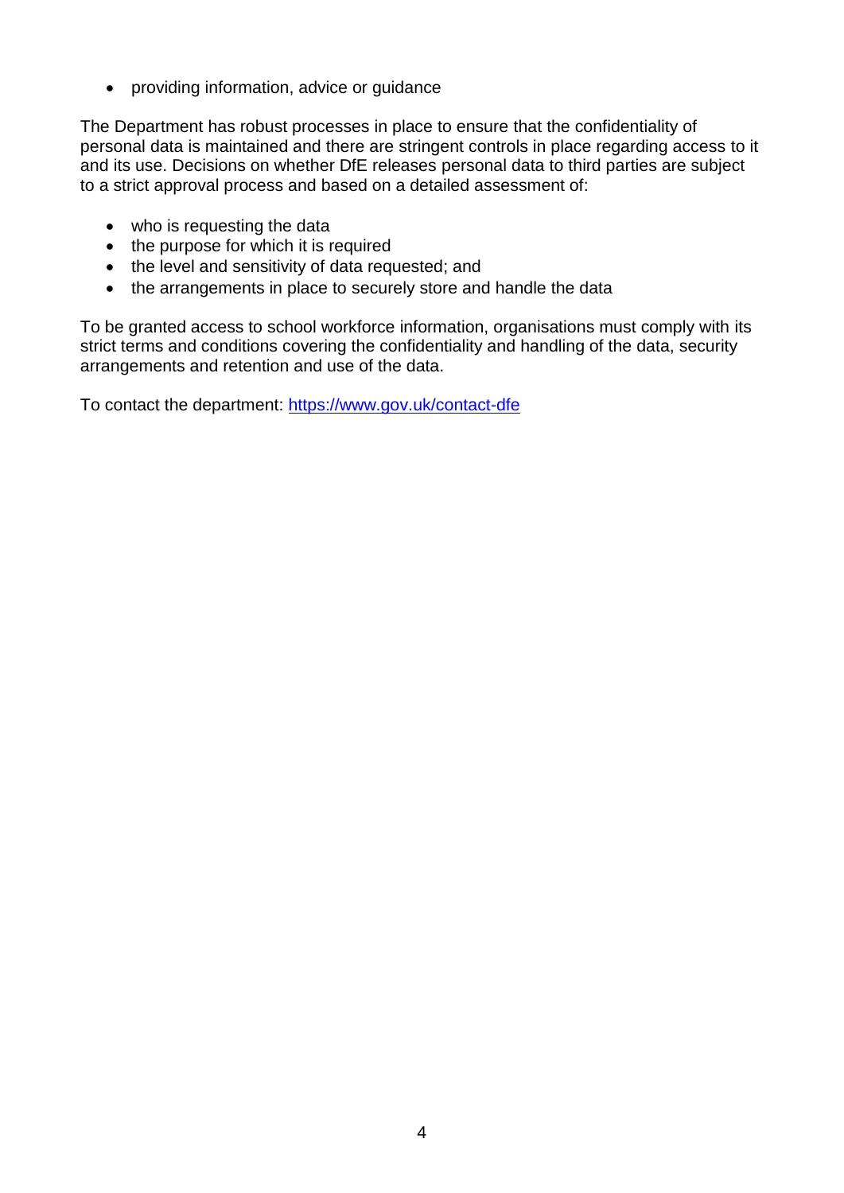- providing information, advice or guidance

The Department has robust processes in place to ensure that the confidentiality of personal data is maintained and there are stringent controls in place regarding access to it and its use. Decisions on whether DfE releases personal data to third parties are subject to a strict approval process and based on a detailed assessment of:

- who is requesting the data
- the purpose for which it is required
- the level and sensitivity of data requested; and
- the arrangements in place to securely store and handle the data

To be granted access to school workforce information, organisations must comply with its strict terms and conditions covering the confidentiality and handling of the data, security arrangements and retention and use of the data.

To contact the department: [https://www.gov.uk/contact-dfe](https://www.gov.uk/contact-dfe)